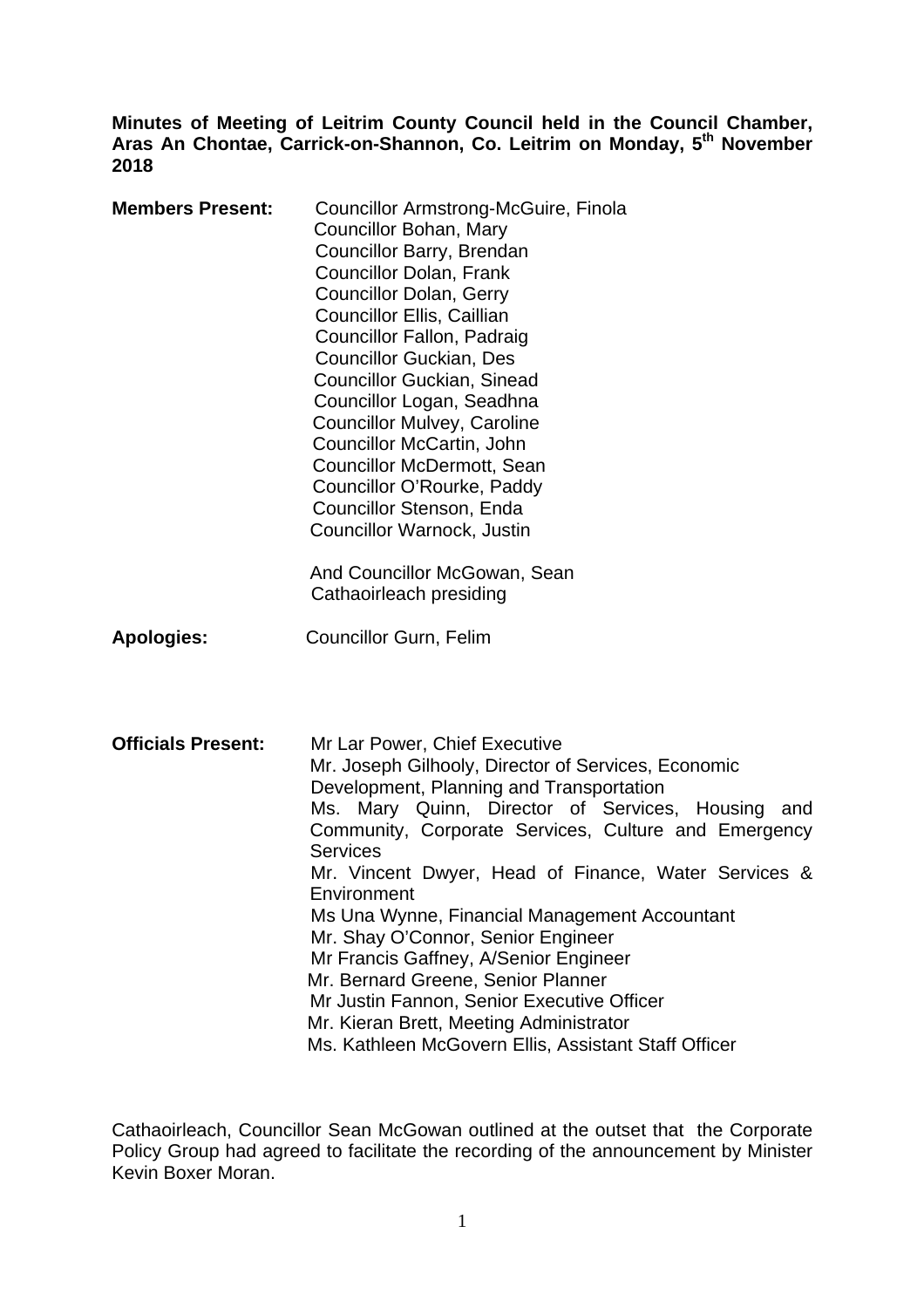**Minutes of Meeting of Leitrim County Council held in the Council Chamber, Aras An Chontae, Carrick-on-Shannon, Co. Leitrim on Monday, 5th November 2018**

**Members Present:**

Councillor Armstrong-McGuire, Finola
Councillor Bohan, Mary
Councillor Barry, Brendan
Councillor Dolan, Frank
Councillor Dolan, Gerry
Councillor Ellis, Caillian
Councillor Fallon, Padraig
Councillor Guckian, Des
Councillor Guckian, Sinead
Councillor Logan, Seadhna
Councillor Mulvey, Caroline
Councillor McCartin, John
Councillor McDermott, Sean
Councillor O'Rourke, Paddy
Councillor Stenson, Enda
Councillor Warnock, Justin

And Councillor McGowan, Sean
Cathaoirleach presiding

**Apologies:** Councillor Gurn, Felim

**Officials Present:**

Mr Lar Power, Chief Executive
Mr. Joseph Gilhooly, Director of Services, Economic Development, Planning and Transportation
Ms. Mary Quinn, Director of Services, Housing and Community, Corporate Services, Culture and Emergency Services
Mr. Vincent Dwyer, Head of Finance, Water Services & Environment
Ms Una Wynne, Financial Management Accountant
Mr. Shay O'Connor, Senior Engineer
Mr Francis Gaffney, A/Senior Engineer
Mr. Bernard Greene, Senior Planner
Mr Justin Fannon, Senior Executive Officer
Mr. Kieran Brett, Meeting Administrator
Ms. Kathleen McGovern Ellis, Assistant Staff Officer

Cathaoirleach, Councillor Sean McGowan outlined at the outset that the Corporate Policy Group had agreed to facilitate the recording of the announcement by Minister Kevin Boxer Moran.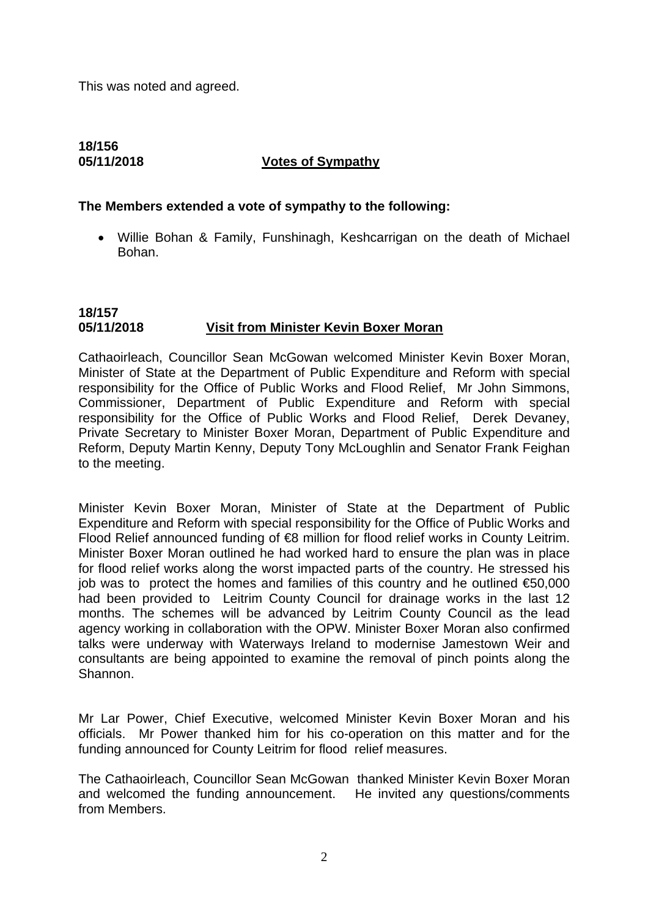This was noted and agreed.

**18/156**
**05/11/2018** **Votes of Sympathy**

**The Members extended a vote of sympathy to the following:**

- Willie Bohan & Family, Funshinagh, Keshcarrigan on the death of Michael Bohan.

**18/157**
**05/11/2018** **Visit from Minister Kevin Boxer Moran**

Cathaoirleach, Councillor Sean McGowan welcomed Minister Kevin Boxer Moran, Minister of State at the Department of Public Expenditure and Reform with special responsibility for the Office of Public Works and Flood Relief, Mr John Simmons, Commissioner, Department of Public Expenditure and Reform with special responsibility for the Office of Public Works and Flood Relief, Derek Devaney, Private Secretary to Minister Boxer Moran, Department of Public Expenditure and Reform, Deputy Martin Kenny, Deputy Tony McLoughlin and Senator Frank Feighan to the meeting.

Minister Kevin Boxer Moran, Minister of State at the Department of Public Expenditure and Reform with special responsibility for the Office of Public Works and Flood Relief announced funding of €8 million for flood relief works in County Leitrim. Minister Boxer Moran outlined he had worked hard to ensure the plan was in place for flood relief works along the worst impacted parts of the country. He stressed his job was to protect the homes and families of this country and he outlined €50,000 had been provided to Leitrim County Council for drainage works in the last 12 months. The schemes will be advanced by Leitrim County Council as the lead agency working in collaboration with the OPW. Minister Boxer Moran also confirmed talks were underway with Waterways Ireland to modernise Jamestown Weir and consultants are being appointed to examine the removal of pinch points along the Shannon.

Mr Lar Power, Chief Executive, welcomed Minister Kevin Boxer Moran and his officials. Mr Power thanked him for his co-operation on this matter and for the funding announced for County Leitrim for flood relief measures.

The Cathaoirleach, Councillor Sean McGowan thanked Minister Kevin Boxer Moran and welcomed the funding announcement. He invited any questions/comments from Members.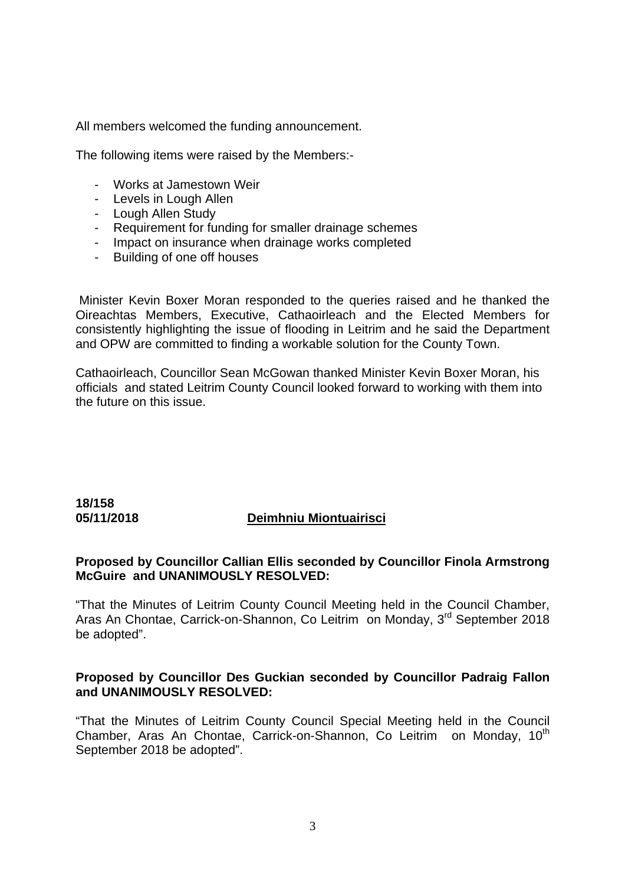All members welcomed the funding announcement.

The following items were raised by the Members:-

- Works at Jamestown Weir
- Levels in Lough Allen
- Lough Allen Study
- Requirement for funding for smaller drainage schemes
- Impact on insurance when drainage works completed
- Building of one off houses

Minister Kevin Boxer Moran responded to the queries raised and he thanked the Oireachtas Members, Executive, Cathaoirleach and the Elected Members for consistently highlighting the issue of flooding in Leitrim and he said the Department and OPW are committed to finding a workable solution for the County Town.

Cathaoirleach, Councillor Sean McGowan thanked Minister Kevin Boxer Moran, his officials and stated Leitrim County Council looked forward to working with them into the future on this issue.

**18/158**
**05/11/2018** **Deimhniu Miontuairisci**

**Proposed by Councillor Callian Ellis seconded by Councillor Finola Armstrong McGuire and UNANIMOUSLY RESOLVED:**

"That the Minutes of Leitrim County Council Meeting held in the Council Chamber, Aras An Chontae, Carrick-on-Shannon, Co Leitrim on Monday, 3rd September 2018 be adopted".

**Proposed by Councillor Des Guckian seconded by Councillor Padraig Fallon and UNANIMOUSLY RESOLVED:**

"That the Minutes of Leitrim County Council Special Meeting held in the Council Chamber, Aras An Chontae, Carrick-on-Shannon, Co Leitrim on Monday, 10th September 2018 be adopted".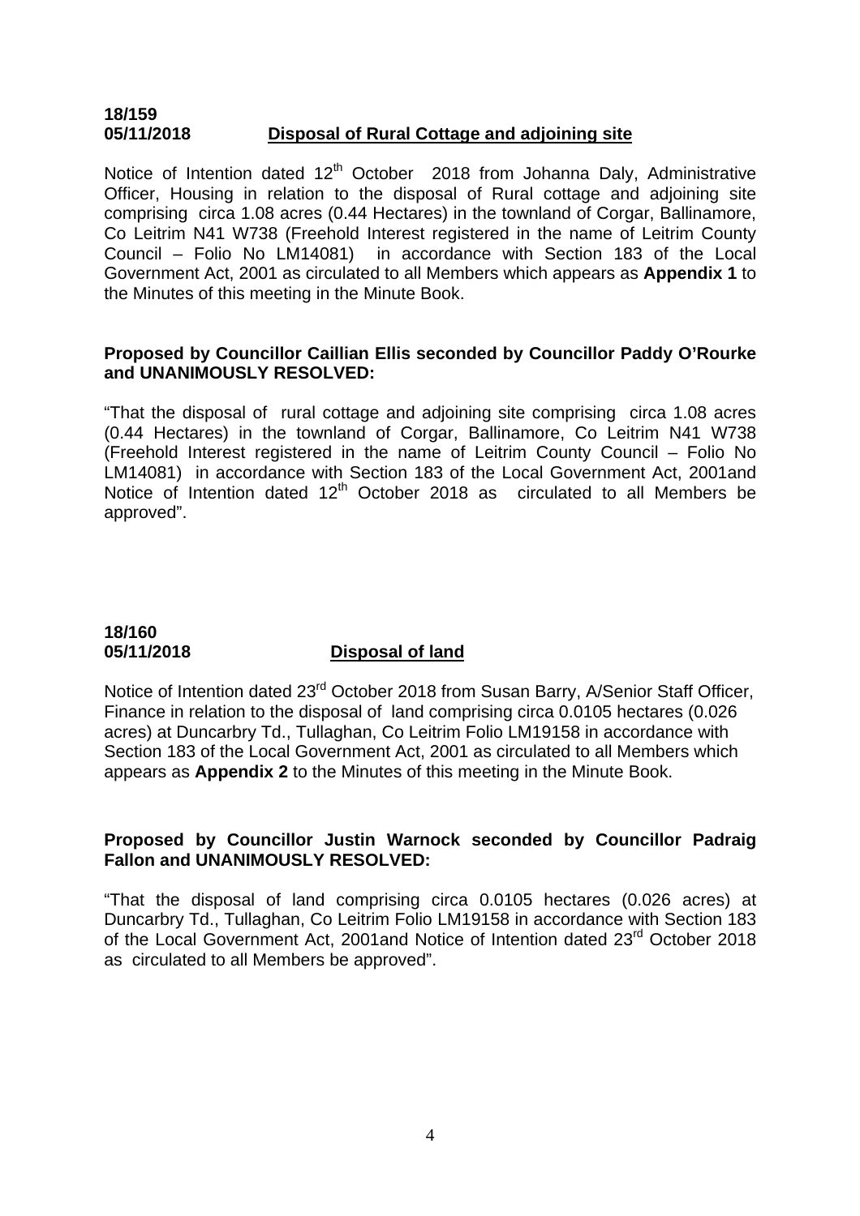**18/159**
**05/11/2018** **Disposal of Rural Cottage and adjoining site**

Notice of Intention dated 12th October 2018 from Johanna Daly, Administrative Officer, Housing in relation to the disposal of Rural cottage and adjoining site comprising circa 1.08 acres (0.44 Hectares) in the townland of Corgar, Ballinamore, Co Leitrim N41 W738 (Freehold Interest registered in the name of Leitrim County Council – Folio No LM14081) in accordance with Section 183 of the Local Government Act, 2001 as circulated to all Members which appears as **Appendix 1** to the Minutes of this meeting in the Minute Book.

**Proposed by Councillor Caillian Ellis seconded by Councillor Paddy O'Rourke and UNANIMOUSLY RESOLVED:**

"That the disposal of rural cottage and adjoining site comprising circa 1.08 acres (0.44 Hectares) in the townland of Corgar, Ballinamore, Co Leitrim N41 W738 (Freehold Interest registered in the name of Leitrim County Council – Folio No LM14081) in accordance with Section 183 of the Local Government Act, 2001and Notice of Intention dated 12th October 2018 as circulated to all Members be approved".

**18/160**
**05/11/2018** **Disposal of land**

Notice of Intention dated 23rd October 2018 from Susan Barry, A/Senior Staff Officer, Finance in relation to the disposal of land comprising circa 0.0105 hectares (0.026 acres) at Duncarbry Td., Tullaghan, Co Leitrim Folio LM19158 in accordance with Section 183 of the Local Government Act, 2001 as circulated to all Members which appears as **Appendix 2** to the Minutes of this meeting in the Minute Book.

**Proposed by Councillor Justin Warnock seconded by Councillor Padraig Fallon and UNANIMOUSLY RESOLVED:**

"That the disposal of land comprising circa 0.0105 hectares (0.026 acres) at Duncarbry Td., Tullaghan, Co Leitrim Folio LM19158 in accordance with Section 183 of the Local Government Act, 2001and Notice of Intention dated 23rd October 2018 as circulated to all Members be approved".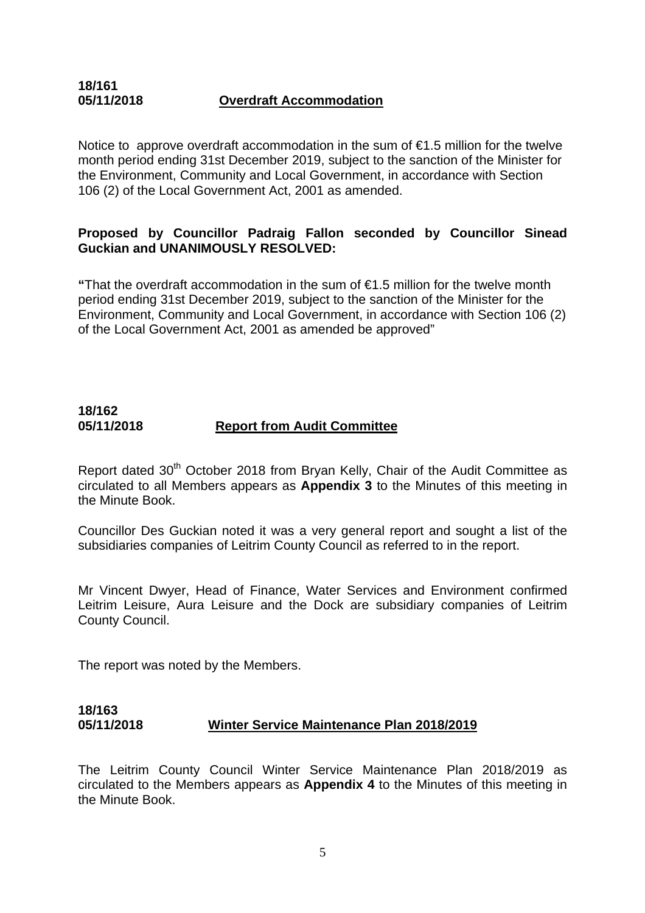**18/161**
**05/11/2018** **Overdraft Accommodation**

Notice to approve overdraft accommodation in the sum of €1.5 million for the twelve month period ending 31st December 2019, subject to the sanction of the Minister for the Environment, Community and Local Government, in accordance with Section 106 (2) of the Local Government Act, 2001 as amended.

**Proposed by Councillor Padraig Fallon seconded by Councillor Sinead Guckian and UNANIMOUSLY RESOLVED:**

**"**That the overdraft accommodation in the sum of €1.5 million for the twelve month period ending 31st December 2019, subject to the sanction of the Minister for the Environment, Community and Local Government, in accordance with Section 106 (2) of the Local Government Act, 2001 as amended be approved"

**18/162**
**05/11/2018** **Report from Audit Committee**

Report dated 30th October 2018 from Bryan Kelly, Chair of the Audit Committee as circulated to all Members appears as **Appendix 3** to the Minutes of this meeting in the Minute Book.

Councillor Des Guckian noted it was a very general report and sought a list of the subsidiaries companies of Leitrim County Council as referred to in the report.

Mr Vincent Dwyer, Head of Finance, Water Services and Environment confirmed Leitrim Leisure, Aura Leisure and the Dock are subsidiary companies of Leitrim County Council.

The report was noted by the Members.

**18/163**
**05/11/2018** **Winter Service Maintenance Plan 2018/2019**

The Leitrim County Council Winter Service Maintenance Plan 2018/2019 as circulated to the Members appears as **Appendix 4** to the Minutes of this meeting in the Minute Book.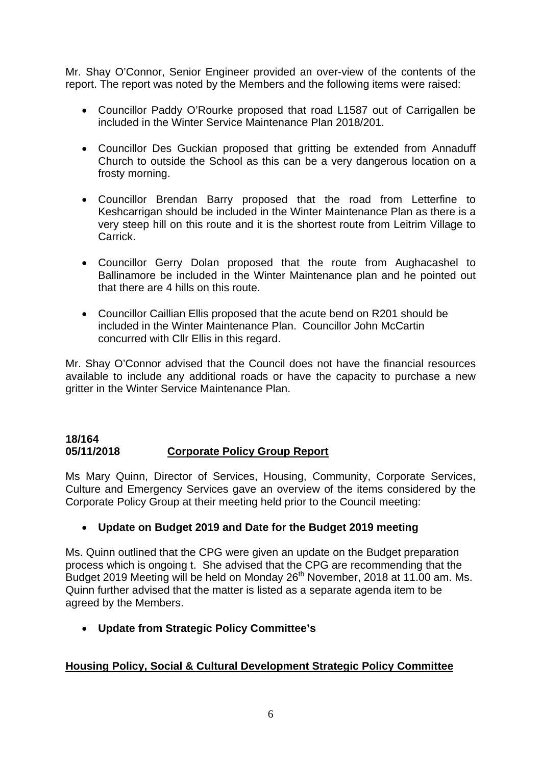Mr. Shay O'Connor, Senior Engineer provided an over-view of the contents of the report. The report was noted by the Members and the following items were raised:

- Councillor Paddy O'Rourke proposed that road L1587 out of Carrigallen be included in the Winter Service Maintenance Plan 2018/201.
- Councillor Des Guckian proposed that gritting be extended from Annaduff Church to outside the School as this can be a very dangerous location on a frosty morning.
- Councillor Brendan Barry proposed that the road from Letterfine to Keshcarrigan should be included in the Winter Maintenance Plan as there is a very steep hill on this route and it is the shortest route from Leitrim Village to Carrick.
- Councillor Gerry Dolan proposed that the route from Aughacashel to Ballinamore be included in the Winter Maintenance plan and he pointed out that there are 4 hills on this route.
- Councillor Caillian Ellis proposed that the acute bend on R201 should be included in the Winter Maintenance Plan. Councillor John McCartin concurred with Cllr Ellis in this regard.

Mr. Shay O'Connor advised that the Council does not have the financial resources available to include any additional roads or have the capacity to purchase a new gritter in the Winter Service Maintenance Plan.

**18/164**
**05/11/2018** **Corporate Policy Group Report**

Ms Mary Quinn, Director of Services, Housing, Community, Corporate Services, Culture and Emergency Services gave an overview of the items considered by the Corporate Policy Group at their meeting held prior to the Council meeting:

- **Update on Budget 2019 and Date for the Budget 2019 meeting**

Ms. Quinn outlined that the CPG were given an update on the Budget preparation process which is ongoing t. She advised that the CPG are recommending that the Budget 2019 Meeting will be held on Monday 26th November, 2018 at 11.00 am. Ms. Quinn further advised that the matter is listed as a separate agenda item to be agreed by the Members.

- **Update from Strategic Policy Committee's**

**Housing Policy, Social & Cultural Development Strategic Policy Committee**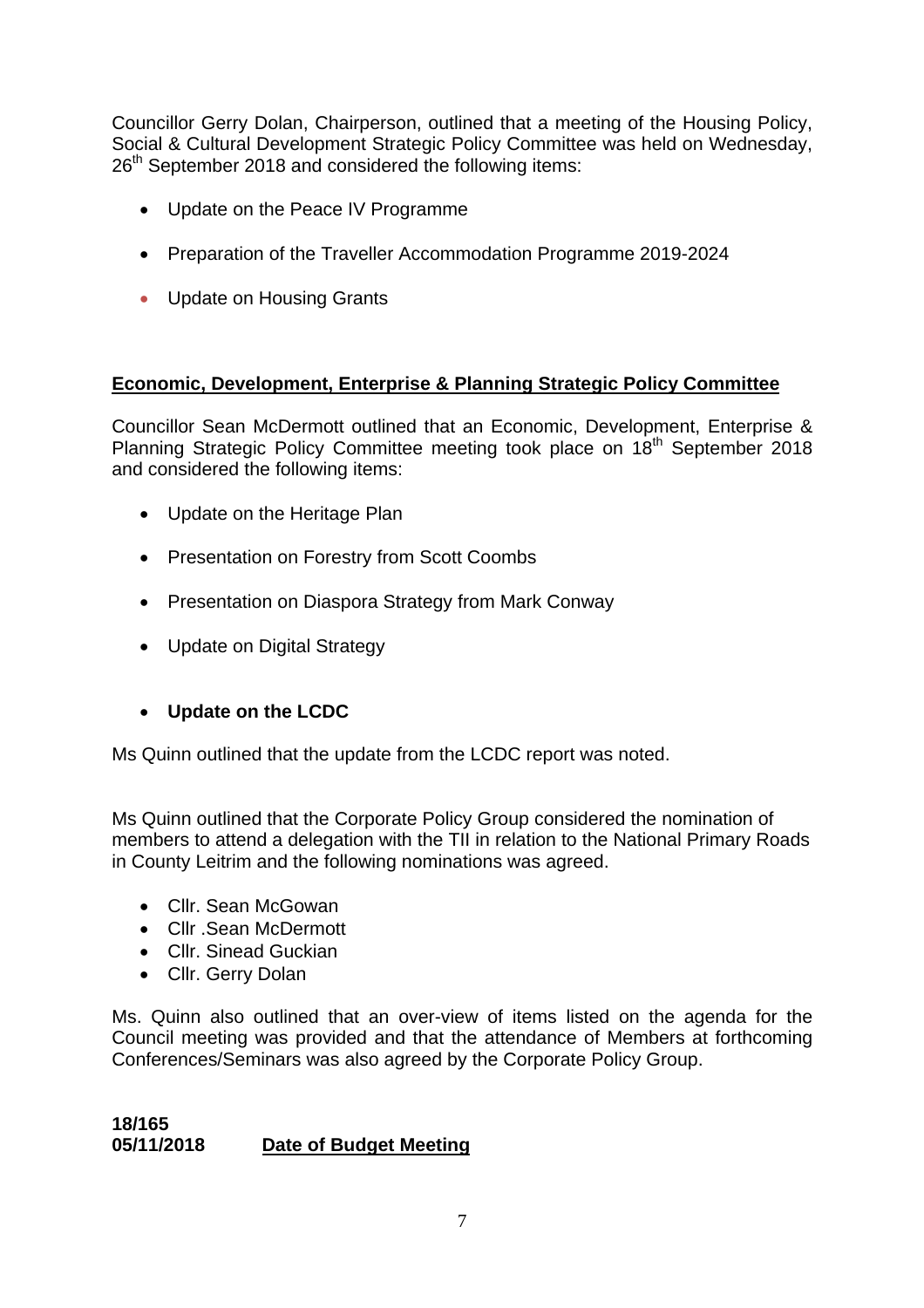Councillor Gerry Dolan, Chairperson, outlined that a meeting of the Housing Policy, Social & Cultural Development Strategic Policy Committee was held on Wednesday, 26th September 2018 and considered the following items:

- Update on the Peace IV Programme
- Preparation of the Traveller Accommodation Programme 2019-2024
- Update on Housing Grants

**Economic, Development, Enterprise & Planning Strategic Policy Committee**

Councillor Sean McDermott outlined that an Economic, Development, Enterprise & Planning Strategic Policy Committee meeting took place on 18th September 2018 and considered the following items:

- Update on the Heritage Plan
- Presentation on Forestry from Scott Coombs
- Presentation on Diaspora Strategy from Mark Conway
- Update on Digital Strategy

- **Update on the LCDC**

Ms Quinn outlined that the update from the LCDC report was noted.

Ms Quinn outlined that the Corporate Policy Group considered the nomination of members to attend a delegation with the TII in relation to the National Primary Roads in County Leitrim and the following nominations was agreed.

- Cllr. Sean McGowan
- Cllr .Sean McDermott
- Cllr. Sinead Guckian
- Cllr. Gerry Dolan

Ms. Quinn also outlined that an over-view of items listed on the agenda for the Council meeting was provided and that the attendance of Members at forthcoming Conferences/Seminars was also agreed by the Corporate Policy Group.

**18/165**
**05/11/2018** **Date of Budget Meeting**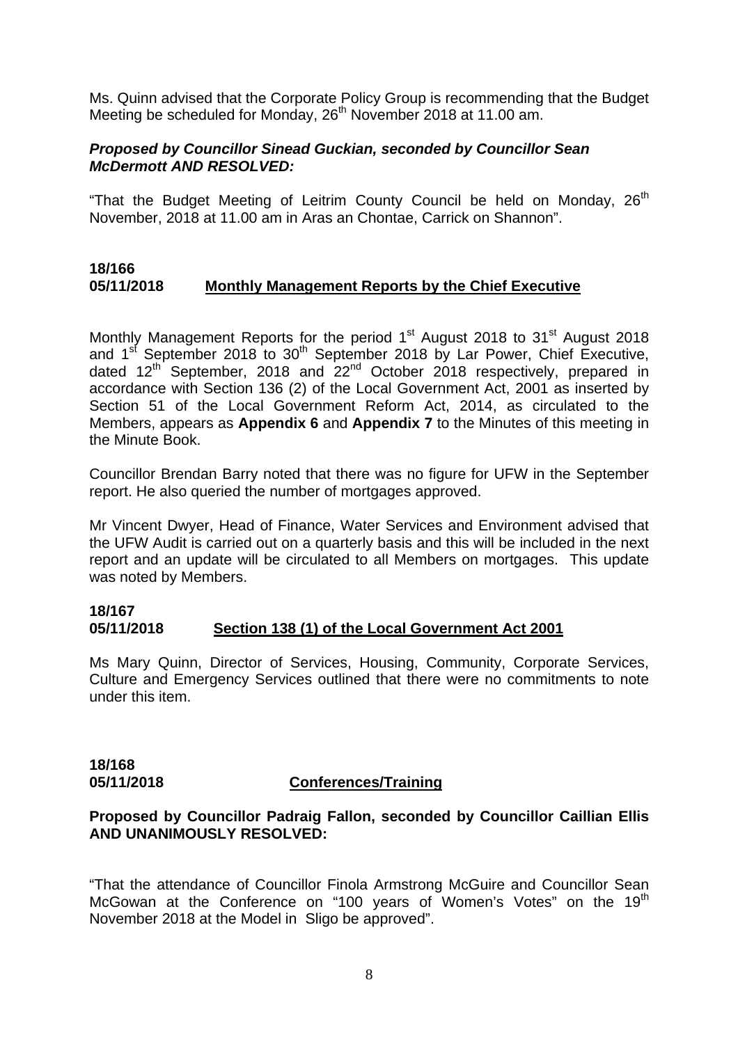Ms. Quinn advised that the Corporate Policy Group is recommending that the Budget Meeting be scheduled for Monday, 26th November 2018 at 11.00 am.

***Proposed by Councillor Sinead Guckian, seconded by Councillor Sean McDermott AND RESOLVED:***

"That the Budget Meeting of Leitrim County Council be held on Monday, 26th November, 2018 at 11.00 am in Aras an Chontae, Carrick on Shannon".

**18/166**
**05/11/2018 Monthly Management Reports by the Chief Executive**

Monthly Management Reports for the period 1st August 2018 to 31st August 2018 and 1st September 2018 to 30th September 2018 by Lar Power, Chief Executive, dated 12th September, 2018 and 22nd October 2018 respectively, prepared in accordance with Section 136 (2) of the Local Government Act, 2001 as inserted by Section 51 of the Local Government Reform Act, 2014, as circulated to the Members, appears as **Appendix 6** and **Appendix 7** to the Minutes of this meeting in the Minute Book.

Councillor Brendan Barry noted that there was no figure for UFW in the September report. He also queried the number of mortgages approved.

Mr Vincent Dwyer, Head of Finance, Water Services and Environment advised that the UFW Audit is carried out on a quarterly basis and this will be included in the next report and an update will be circulated to all Members on mortgages. This update was noted by Members.

**18/167**
**05/11/2018 Section 138 (1) of the Local Government Act 2001**

Ms Mary Quinn, Director of Services, Housing, Community, Corporate Services, Culture and Emergency Services outlined that there were no commitments to note under this item.

**18/168**
**05/11/2018 Conferences/Training**

**Proposed by Councillor Padraig Fallon, seconded by Councillor Caillian Ellis AND UNANIMOUSLY RESOLVED:**

"That the attendance of Councillor Finola Armstrong McGuire and Councillor Sean McGowan at the Conference on "100 years of Women's Votes" on the 19th November 2018 at the Model in Sligo be approved".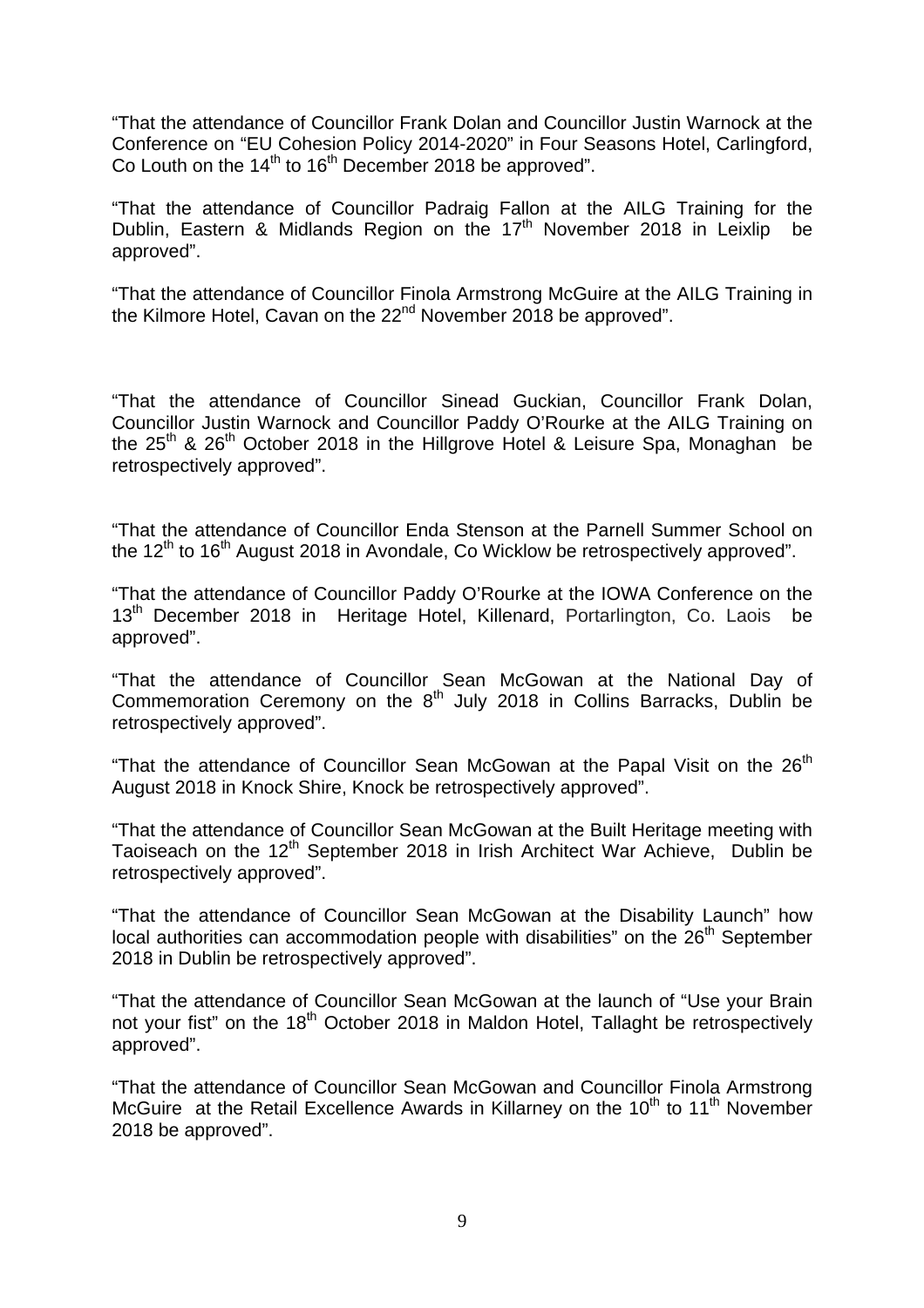"That the attendance of Councillor Frank Dolan and Councillor Justin Warnock at the Conference on "EU Cohesion Policy 2014-2020" in Four Seasons Hotel, Carlingford, Co Louth on the 14th to 16th December 2018 be approved".

"That the attendance of Councillor Padraig Fallon at the AILG Training for the Dublin, Eastern & Midlands Region on the 17th November 2018 in Leixlip be approved".

"That the attendance of Councillor Finola Armstrong McGuire at the AILG Training in the Kilmore Hotel, Cavan on the 22nd November 2018 be approved".

"That the attendance of Councillor Sinead Guckian, Councillor Frank Dolan, Councillor Justin Warnock and Councillor Paddy O'Rourke at the AILG Training on the 25th & 26th October 2018 in the Hillgrove Hotel & Leisure Spa, Monaghan be retrospectively approved".

"That the attendance of Councillor Enda Stenson at the Parnell Summer School on the 12th to 16th August 2018 in Avondale, Co Wicklow be retrospectively approved".

"That the attendance of Councillor Paddy O'Rourke at the IOWA Conference on the 13th December 2018 in Heritage Hotel, Killenard, Portarlington, Co. Laois be approved".

"That the attendance of Councillor Sean McGowan at the National Day of Commemoration Ceremony on the 8th July 2018 in Collins Barracks, Dublin be retrospectively approved".

"That the attendance of Councillor Sean McGowan at the Papal Visit on the 26th August 2018 in Knock Shire, Knock be retrospectively approved".

"That the attendance of Councillor Sean McGowan at the Built Heritage meeting with Taoiseach on the 12th September 2018 in Irish Architect War Achieve, Dublin be retrospectively approved".

"That the attendance of Councillor Sean McGowan at the Disability Launch" how local authorities can accommodation people with disabilities" on the 26th September 2018 in Dublin be retrospectively approved".

"That the attendance of Councillor Sean McGowan at the launch of "Use your Brain not your fist" on the 18th October 2018 in Maldon Hotel, Tallaght be retrospectively approved".

"That the attendance of Councillor Sean McGowan and Councillor Finola Armstrong McGuire at the Retail Excellence Awards in Killarney on the 10th to 11th November 2018 be approved".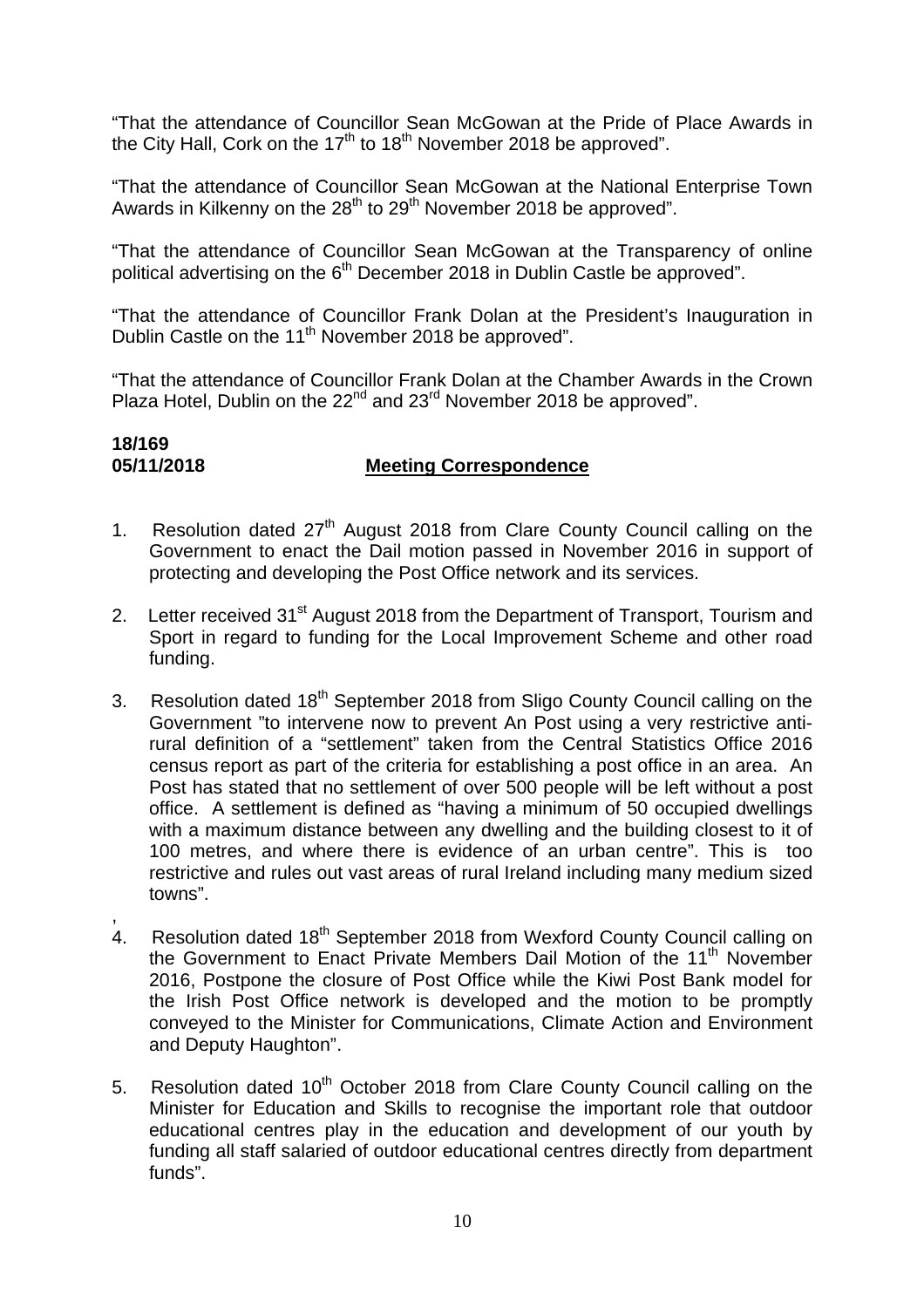"That the attendance of Councillor Sean McGowan at the Pride of Place Awards in the City Hall, Cork on the 17th to 18th November 2018 be approved".

"That the attendance of Councillor Sean McGowan at the National Enterprise Town Awards in Kilkenny on the 28th to 29th November 2018 be approved".

"That the attendance of Councillor Sean McGowan at the Transparency of online political advertising on the 6th December 2018 in Dublin Castle be approved".

"That the attendance of Councillor Frank Dolan at the President's Inauguration in Dublin Castle on the 11th November 2018 be approved".

"That the attendance of Councillor Frank Dolan at the Chamber Awards in the Crown Plaza Hotel, Dublin on the 22nd and 23rd November 2018 be approved".

**18/169**
**05/11/2018** **Meeting Correspondence**

1. Resolution dated 27th August 2018 from Clare County Council calling on the Government to enact the Dail motion passed in November 2016 in support of protecting and developing the Post Office network and its services.

2. Letter received 31st August 2018 from the Department of Transport, Tourism and Sport in regard to funding for the Local Improvement Scheme and other road funding.

3. Resolution dated 18th September 2018 from Sligo County Council calling on the Government "to intervene now to prevent An Post using a very restrictive anti-rural definition of a "settlement" taken from the Central Statistics Office 2016 census report as part of the criteria for establishing a post office in an area. An Post has stated that no settlement of over 500 people will be left without a post office. A settlement is defined as "having a minimum of 50 occupied dwellings with a maximum distance between any dwelling and the building closest to it of 100 metres, and where there is evidence of an urban centre". This is too restrictive and rules out vast areas of rural Ireland including many medium sized towns".

4. Resolution dated 18th September 2018 from Wexford County Council calling on the Government to Enact Private Members Dail Motion of the 11th November 2016, Postpone the closure of Post Office while the Kiwi Post Bank model for the Irish Post Office network is developed and the motion to be promptly conveyed to the Minister for Communications, Climate Action and Environment and Deputy Haughton".

5. Resolution dated 10th October 2018 from Clare County Council calling on the Minister for Education and Skills to recognise the important role that outdoor educational centres play in the education and development of our youth by funding all staff salaried of outdoor educational centres directly from department funds".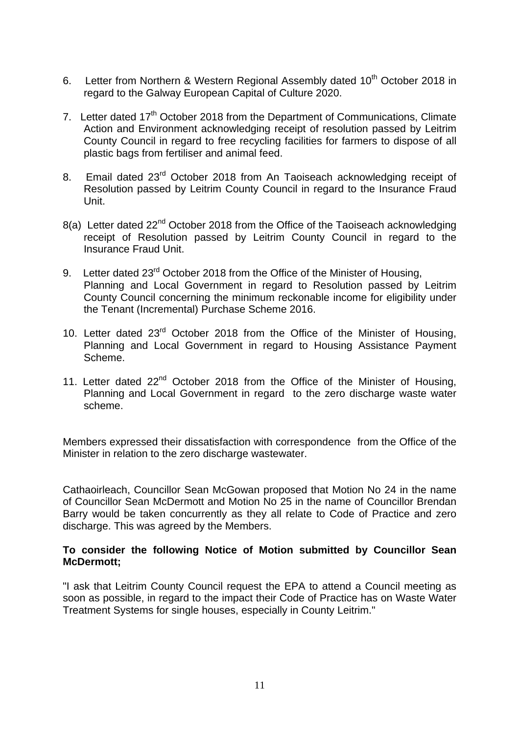6. Letter from Northern & Western Regional Assembly dated 10th October 2018 in regard to the Galway European Capital of Culture 2020.

7. Letter dated 17th October 2018 from the Department of Communications, Climate Action and Environment acknowledging receipt of resolution passed by Leitrim County Council in regard to free recycling facilities for farmers to dispose of all plastic bags from fertiliser and animal feed.

8. Email dated 23rd October 2018 from An Taoiseach acknowledging receipt of Resolution passed by Leitrim County Council in regard to the Insurance Fraud Unit.

8(a) Letter dated 22nd October 2018 from the Office of the Taoiseach acknowledging receipt of Resolution passed by Leitrim County Council in regard to the Insurance Fraud Unit.

9. Letter dated 23rd October 2018 from the Office of the Minister of Housing, Planning and Local Government in regard to Resolution passed by Leitrim County Council concerning the minimum reckonable income for eligibility under the Tenant (Incremental) Purchase Scheme 2016.

10. Letter dated 23rd October 2018 from the Office of the Minister of Housing, Planning and Local Government in regard to Housing Assistance Payment Scheme.

11. Letter dated 22nd October 2018 from the Office of the Minister of Housing, Planning and Local Government in regard to the zero discharge waste water scheme.

Members expressed their dissatisfaction with correspondence from the Office of the Minister in relation to the zero discharge wastewater.

Cathaoirleach, Councillor Sean McGowan proposed that Motion No 24 in the name of Councillor Sean McDermott and Motion No 25 in the name of Councillor Brendan Barry would be taken concurrently as they all relate to Code of Practice and zero discharge. This was agreed by the Members.

**To consider the following Notice of Motion submitted by Councillor Sean McDermott;**

"I ask that Leitrim County Council request the EPA to attend a Council meeting as soon as possible, in regard to the impact their Code of Practice has on Waste Water Treatment Systems for single houses, especially in County Leitrim."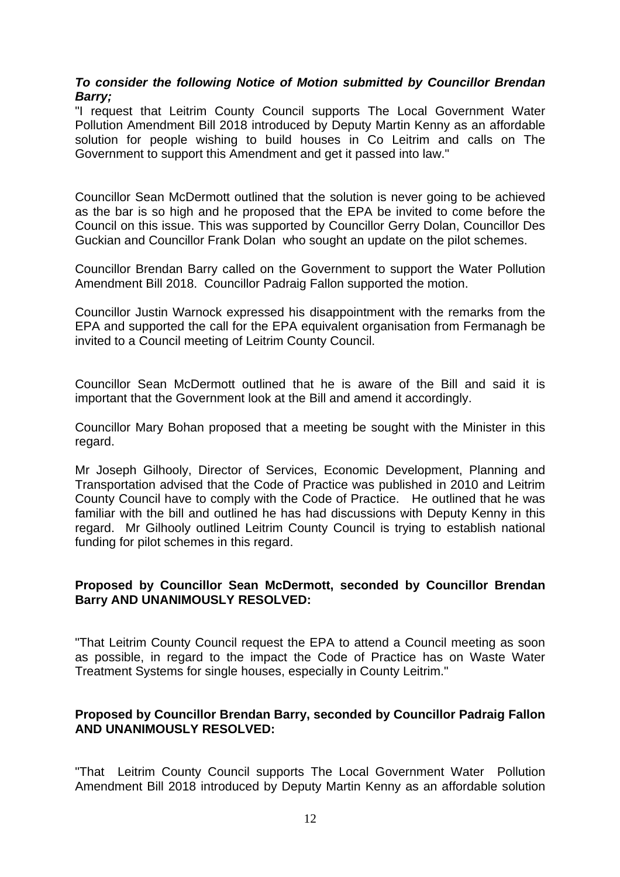***To consider the following Notice of Motion submitted by Councillor Brendan Barry;***

"I request that Leitrim County Council supports The Local Government Water Pollution Amendment Bill 2018 introduced by Deputy Martin Kenny as an affordable solution for people wishing to build houses in Co Leitrim and calls on The Government to support this Amendment and get it passed into law."

Councillor Sean McDermott outlined that the solution is never going to be achieved as the bar is so high and he proposed that the EPA be invited to come before the Council on this issue. This was supported by Councillor Gerry Dolan, Councillor Des Guckian and Councillor Frank Dolan who sought an update on the pilot schemes.

Councillor Brendan Barry called on the Government to support the Water Pollution Amendment Bill 2018. Councillor Padraig Fallon supported the motion.

Councillor Justin Warnock expressed his disappointment with the remarks from the EPA and supported the call for the EPA equivalent organisation from Fermanagh be invited to a Council meeting of Leitrim County Council.

Councillor Sean McDermott outlined that he is aware of the Bill and said it is important that the Government look at the Bill and amend it accordingly.

Councillor Mary Bohan proposed that a meeting be sought with the Minister in this regard.

Mr Joseph Gilhooly, Director of Services, Economic Development, Planning and Transportation advised that the Code of Practice was published in 2010 and Leitrim County Council have to comply with the Code of Practice. He outlined that he was familiar with the bill and outlined he has had discussions with Deputy Kenny in this regard. Mr Gilhooly outlined Leitrim County Council is trying to establish national funding for pilot schemes in this regard.

**Proposed by Councillor Sean McDermott, seconded by Councillor Brendan Barry AND UNANIMOUSLY RESOLVED:**

"That Leitrim County Council request the EPA to attend a Council meeting as soon as possible, in regard to the impact the Code of Practice has on Waste Water Treatment Systems for single houses, especially in County Leitrim."

**Proposed by Councillor Brendan Barry, seconded by Councillor Padraig Fallon AND UNANIMOUSLY RESOLVED:**

"That Leitrim County Council supports The Local Government Water Pollution Amendment Bill 2018 introduced by Deputy Martin Kenny as an affordable solution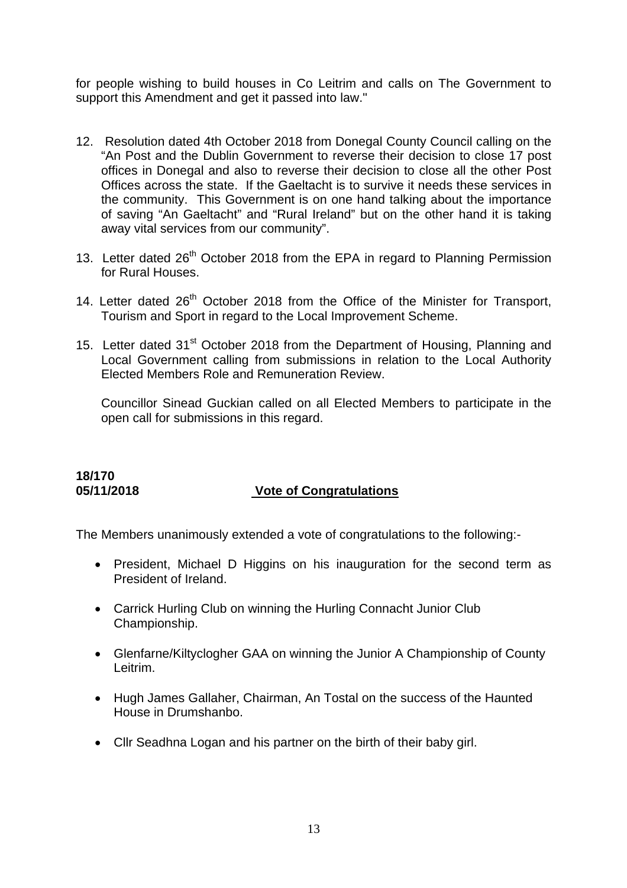for people wishing to build houses in Co Leitrim and calls on The Government to support this Amendment and get it passed into law."

12. Resolution dated 4th October 2018 from Donegal County Council calling on the "An Post and the Dublin Government to reverse their decision to close 17 post offices in Donegal and also to reverse their decision to close all the other Post Offices across the state. If the Gaeltacht is to survive it needs these services in the community. This Government is on one hand talking about the importance of saving "An Gaeltacht" and "Rural Ireland" but on the other hand it is taking away vital services from our community".

13. Letter dated 26th October 2018 from the EPA in regard to Planning Permission for Rural Houses.

14. Letter dated 26th October 2018 from the Office of the Minister for Transport, Tourism and Sport in regard to the Local Improvement Scheme.

15. Letter dated 31st October 2018 from the Department of Housing, Planning and Local Government calling from submissions in relation to the Local Authority Elected Members Role and Remuneration Review.

    Councillor Sinead Guckian called on all Elected Members to participate in the open call for submissions in this regard.

**18/170**
**05/11/2018** **Vote of Congratulations**

The Members unanimously extended a vote of congratulations to the following:-

- President, Michael D Higgins on his inauguration for the second term as President of Ireland.
- Carrick Hurling Club on winning the Hurling Connacht Junior Club Championship.
- Glenfarne/Kiltyclogher GAA on winning the Junior A Championship of County Leitrim.
- Hugh James Gallaher, Chairman, An Tostal on the success of the Haunted House in Drumshanbo.
- Cllr Seadhna Logan and his partner on the birth of their baby girl.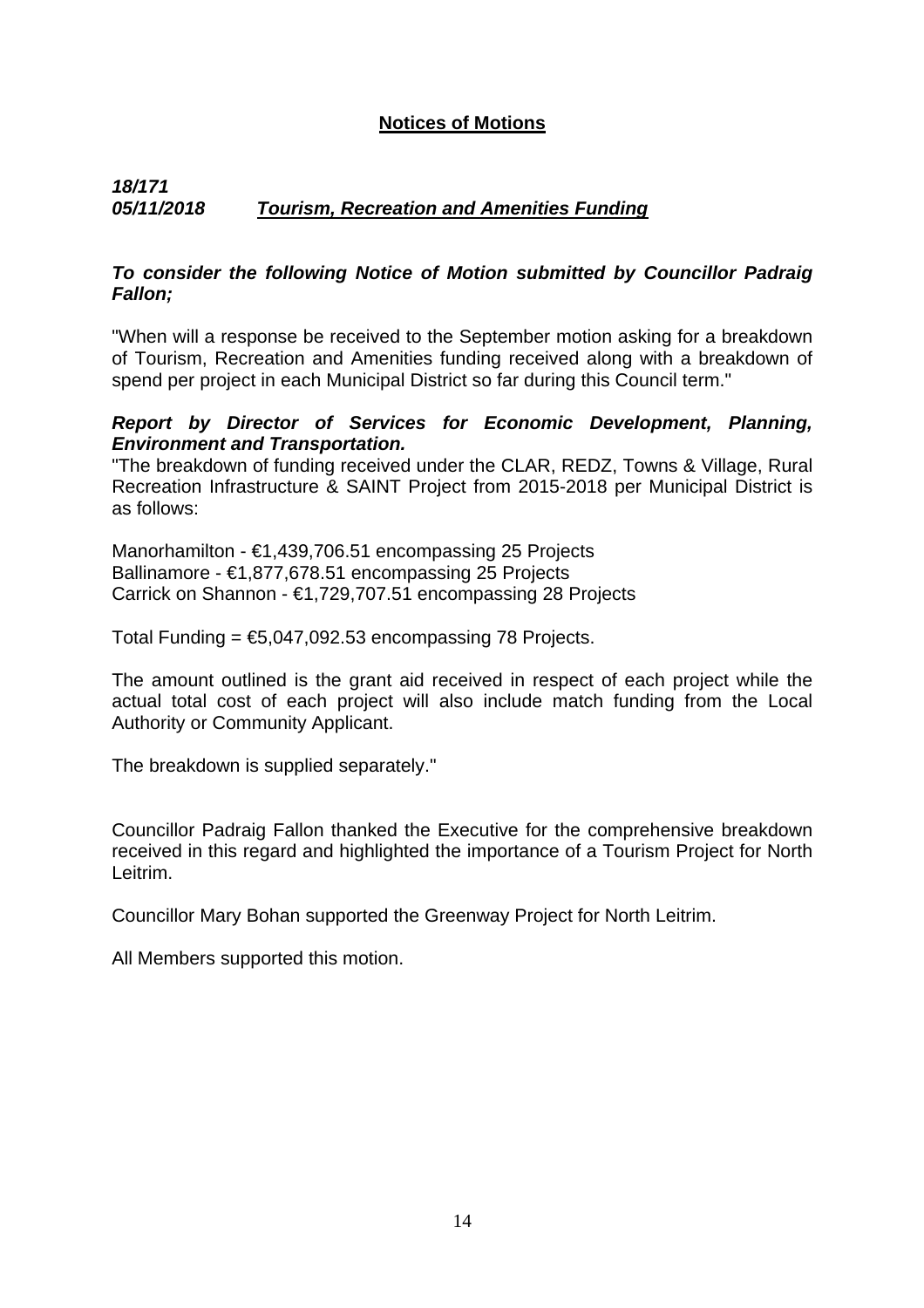## **Notices of Motions**

***18/171***
***05/11/2018*** ***Tourism, Recreation and Amenities Funding***

***To consider the following Notice of Motion submitted by Councillor Padraig Fallon;***

"When will a response be received to the September motion asking for a breakdown of Tourism, Recreation and Amenities funding received along with a breakdown of spend per project in each Municipal District so far during this Council term."

***Report by Director of Services for Economic Development, Planning, Environment and Transportation.***

"The breakdown of funding received under the CLAR, REDZ, Towns & Village, Rural Recreation Infrastructure & SAINT Project from 2015-2018 per Municipal District is as follows:

Manorhamilton - €1,439,706.51 encompassing 25 Projects
Ballinamore - €1,877,678.51 encompassing 25 Projects
Carrick on Shannon - €1,729,707.51 encompassing 28 Projects

Total Funding = €5,047,092.53 encompassing 78 Projects.

The amount outlined is the grant aid received in respect of each project while the actual total cost of each project will also include match funding from the Local Authority or Community Applicant.

The breakdown is supplied separately."

Councillor Padraig Fallon thanked the Executive for the comprehensive breakdown received in this regard and highlighted the importance of a Tourism Project for North Leitrim.

Councillor Mary Bohan supported the Greenway Project for North Leitrim.

All Members supported this motion.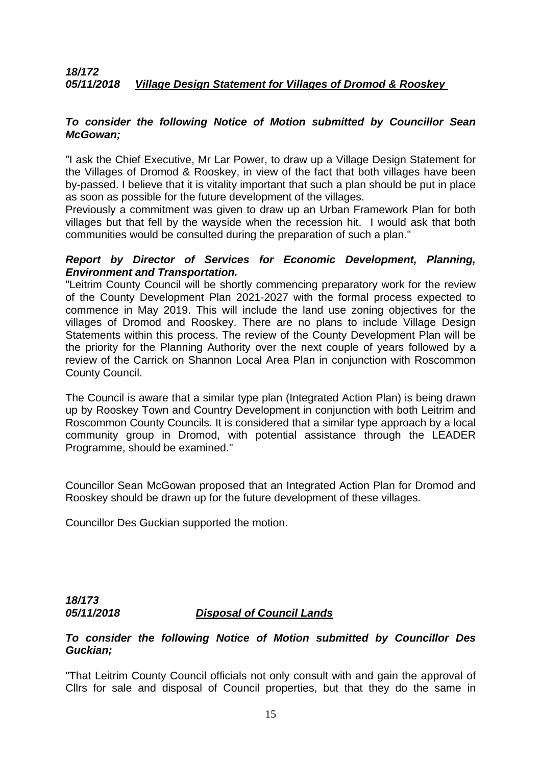***18/172***
***05/11/2018*** ***Village Design Statement for Villages of Dromod & Rooskey***

***To consider the following Notice of Motion submitted by Councillor Sean McGowan;***

"I ask the Chief Executive, Mr Lar Power, to draw up a Village Design Statement for the Villages of Dromod & Rooskey, in view of the fact that both villages have been by-passed. I believe that it is vitality important that such a plan should be put in place as soon as possible for the future development of the villages.
Previously a commitment was given to draw up an Urban Framework Plan for both villages but that fell by the wayside when the recession hit. I would ask that both communities would be consulted during the preparation of such a plan."

***Report by Director of Services for Economic Development, Planning, Environment and Transportation.***
"Leitrim County Council will be shortly commencing preparatory work for the review of the County Development Plan 2021-2027 with the formal process expected to commence in May 2019. This will include the land use zoning objectives for the villages of Dromod and Rooskey. There are no plans to include Village Design Statements within this process. The review of the County Development Plan will be the priority for the Planning Authority over the next couple of years followed by a review of the Carrick on Shannon Local Area Plan in conjunction with Roscommon County Council.

The Council is aware that a similar type plan (Integrated Action Plan) is being drawn up by Rooskey Town and Country Development in conjunction with both Leitrim and Roscommon County Councils. It is considered that a similar type approach by a local community group in Dromod, with potential assistance through the LEADER Programme, should be examined."

Councillor Sean McGowan proposed that an Integrated Action Plan for Dromod and Rooskey should be drawn up for the future development of these villages.

Councillor Des Guckian supported the motion.

***18/173***
***05/11/2018*** ***Disposal of Council Lands***

***To consider the following Notice of Motion submitted by Councillor Des Guckian;***

"That Leitrim County Council officials not only consult with and gain the approval of Cllrs for sale and disposal of Council properties, but that they do the same in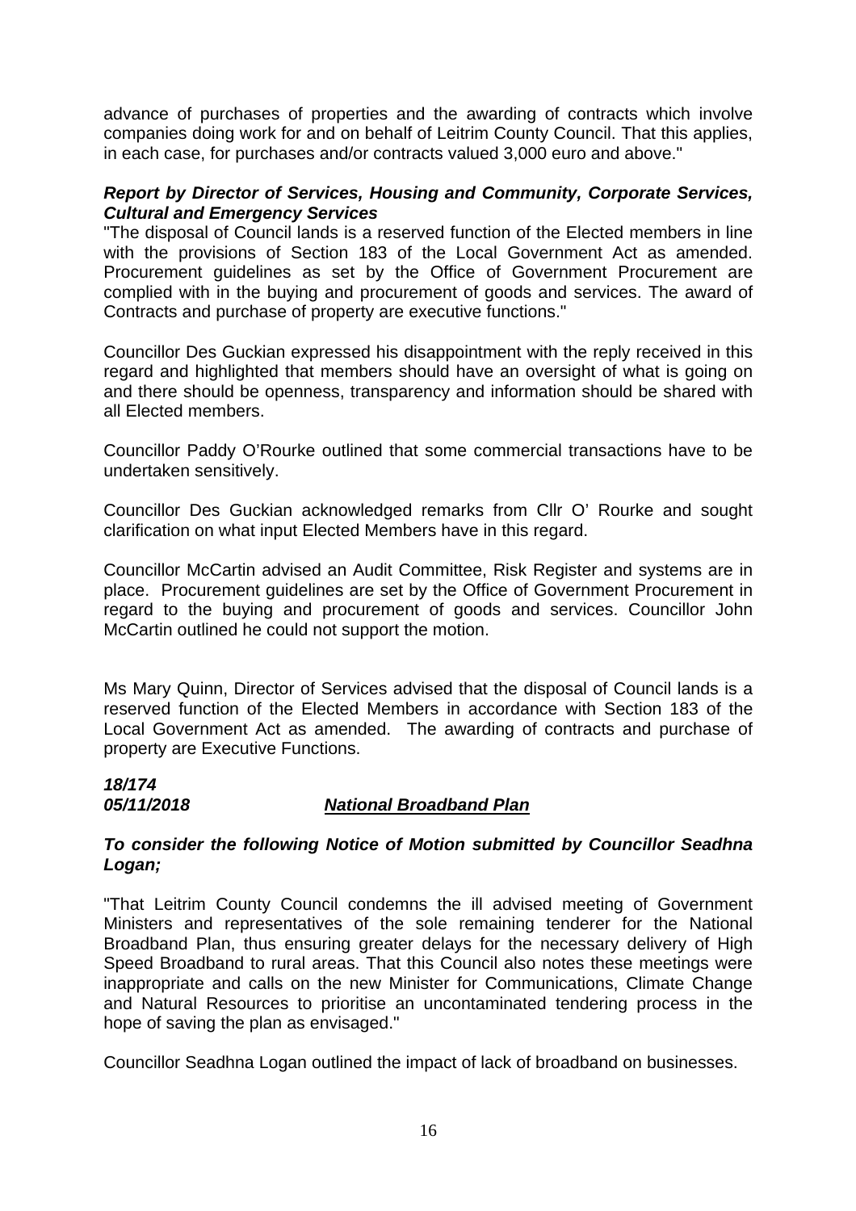advance of purchases of properties and the awarding of contracts which involve companies doing work for and on behalf of Leitrim County Council. That this applies, in each case, for purchases and/or contracts valued 3,000 euro and above."

***Report by Director of Services, Housing and Community, Corporate Services, Cultural and Emergency Services***

"The disposal of Council lands is a reserved function of the Elected members in line with the provisions of Section 183 of the Local Government Act as amended. Procurement guidelines as set by the Office of Government Procurement are complied with in the buying and procurement of goods and services. The award of Contracts and purchase of property are executive functions."

Councillor Des Guckian expressed his disappointment with the reply received in this regard and highlighted that members should have an oversight of what is going on and there should be openness, transparency and information should be shared with all Elected members.

Councillor Paddy O'Rourke outlined that some commercial transactions have to be undertaken sensitively.

Councillor Des Guckian acknowledged remarks from Cllr O' Rourke and sought clarification on what input Elected Members have in this regard.

Councillor McCartin advised an Audit Committee, Risk Register and systems are in place. Procurement guidelines are set by the Office of Government Procurement in regard to the buying and procurement of goods and services. Councillor John McCartin outlined he could not support the motion.

Ms Mary Quinn, Director of Services advised that the disposal of Council lands is a reserved function of the Elected Members in accordance with Section 183 of the Local Government Act as amended. The awarding of contracts and purchase of property are Executive Functions.

***18/174***
***05/11/2018*** ***<u>National Broadband Plan</u>***

***To consider the following Notice of Motion submitted by Councillor Seadhna Logan;***

"That Leitrim County Council condemns the ill advised meeting of Government Ministers and representatives of the sole remaining tenderer for the National Broadband Plan, thus ensuring greater delays for the necessary delivery of High Speed Broadband to rural areas. That this Council also notes these meetings were inappropriate and calls on the new Minister for Communications, Climate Change and Natural Resources to prioritise an uncontaminated tendering process in the hope of saving the plan as envisaged."

Councillor Seadhna Logan outlined the impact of lack of broadband on businesses.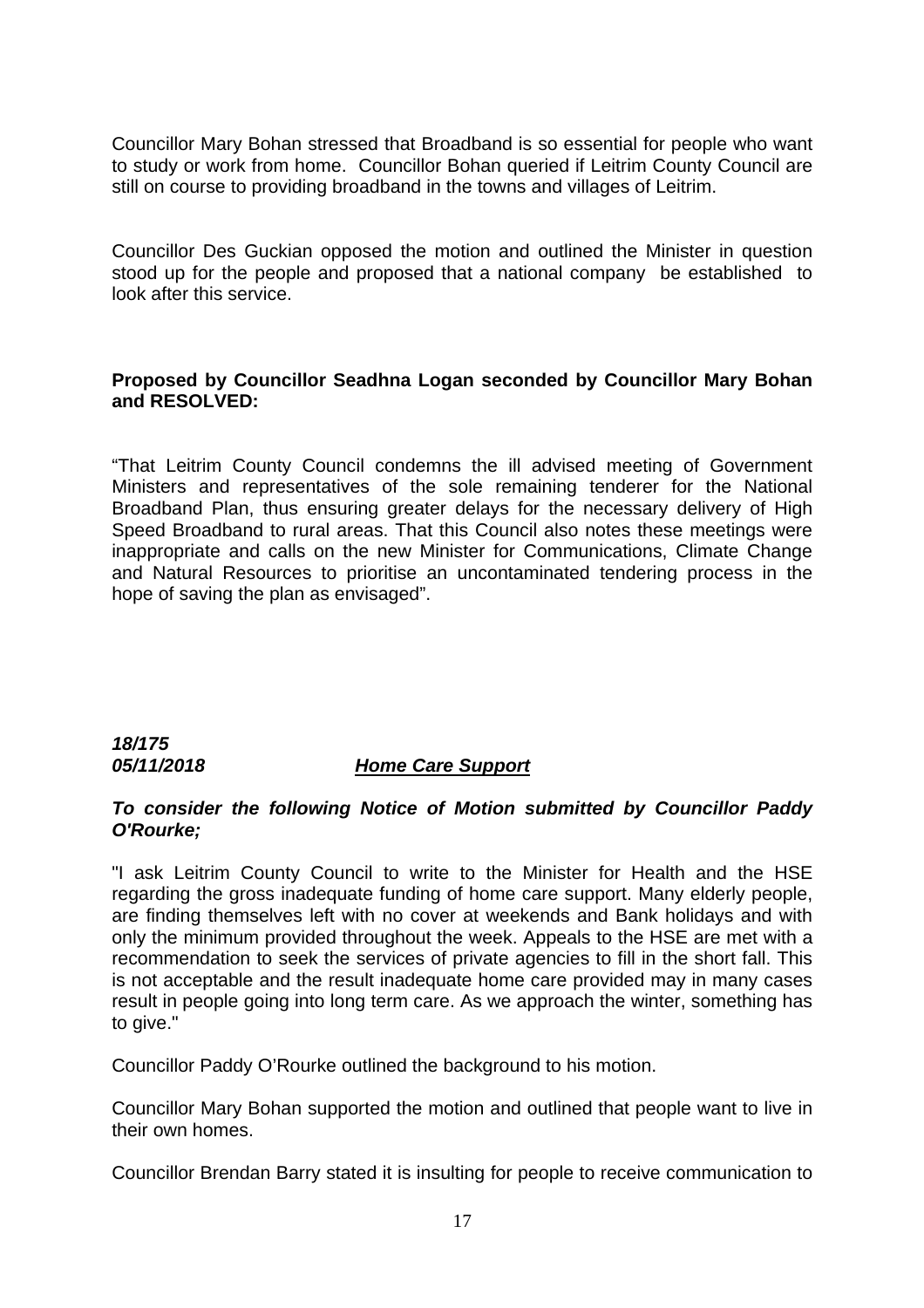Councillor Mary Bohan stressed that Broadband is so essential for people who want to study or work from home. Councillor Bohan queried if Leitrim County Council are still on course to providing broadband in the towns and villages of Leitrim.

Councillor Des Guckian opposed the motion and outlined the Minister in question stood up for the people and proposed that a national company be established to look after this service.

**Proposed by Councillor Seadhna Logan seconded by Councillor Mary Bohan and RESOLVED:**

"That Leitrim County Council condemns the ill advised meeting of Government Ministers and representatives of the sole remaining tenderer for the National Broadband Plan, thus ensuring greater delays for the necessary delivery of High Speed Broadband to rural areas. That this Council also notes these meetings were inappropriate and calls on the new Minister for Communications, Climate Change and Natural Resources to prioritise an uncontaminated tendering process in the hope of saving the plan as envisaged".

***18/175***
***05/11/2018*** ***<u>Home Care Support</u>***

***To consider the following Notice of Motion submitted by Councillor Paddy O'Rourke;***

"I ask Leitrim County Council to write to the Minister for Health and the HSE regarding the gross inadequate funding of home care support. Many elderly people, are finding themselves left with no cover at weekends and Bank holidays and with only the minimum provided throughout the week. Appeals to the HSE are met with a recommendation to seek the services of private agencies to fill in the short fall. This is not acceptable and the result inadequate home care provided may in many cases result in people going into long term care. As we approach the winter, something has to give."

Councillor Paddy O'Rourke outlined the background to his motion.

Councillor Mary Bohan supported the motion and outlined that people want to live in their own homes.

Councillor Brendan Barry stated it is insulting for people to receive communication to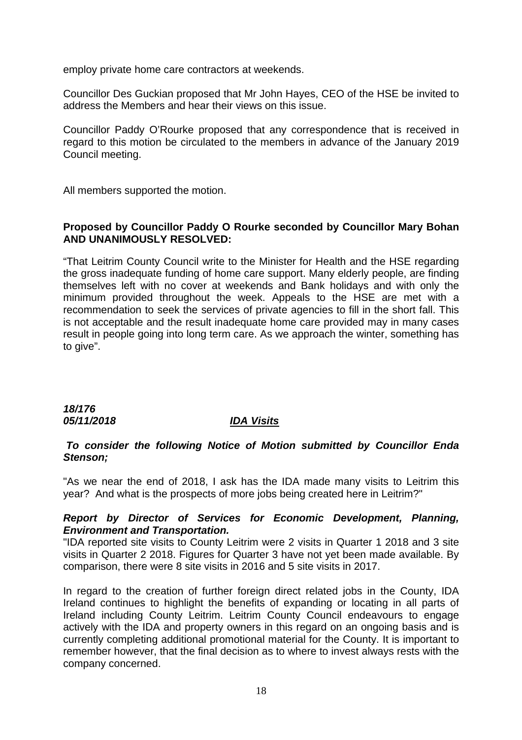employ private home care contractors at weekends.

Councillor Des Guckian proposed that Mr John Hayes, CEO of the HSE be invited to address the Members and hear their views on this issue.

Councillor Paddy O'Rourke proposed that any correspondence that is received in regard to this motion be circulated to the members in advance of the January 2019 Council meeting.

All members supported the motion.

**Proposed by Councillor Paddy O Rourke seconded by Councillor Mary Bohan AND UNANIMOUSLY RESOLVED:**

"That Leitrim County Council write to the Minister for Health and the HSE regarding the gross inadequate funding of home care support. Many elderly people, are finding themselves left with no cover at weekends and Bank holidays and with only the minimum provided throughout the week. Appeals to the HSE are met with a recommendation to seek the services of private agencies to fill in the short fall. This is not acceptable and the result inadequate home care provided may in many cases result in people going into long term care. As we approach the winter, something has to give".

***18/176***
***05/11/2018*** ***IDA Visits***

***To consider the following Notice of Motion submitted by Councillor Enda Stenson;***

"As we near the end of 2018, I ask has the IDA made many visits to Leitrim this year? And what is the prospects of more jobs being created here in Leitrim?"

***Report by Director of Services for Economic Development, Planning, Environment and Transportation.***

"IDA reported site visits to County Leitrim were 2 visits in Quarter 1 2018 and 3 site visits in Quarter 2 2018. Figures for Quarter 3 have not yet been made available. By comparison, there were 8 site visits in 2016 and 5 site visits in 2017.

In regard to the creation of further foreign direct related jobs in the County, IDA Ireland continues to highlight the benefits of expanding or locating in all parts of Ireland including County Leitrim. Leitrim County Council endeavours to engage actively with the IDA and property owners in this regard on an ongoing basis and is currently completing additional promotional material for the County. It is important to remember however, that the final decision as to where to invest always rests with the company concerned.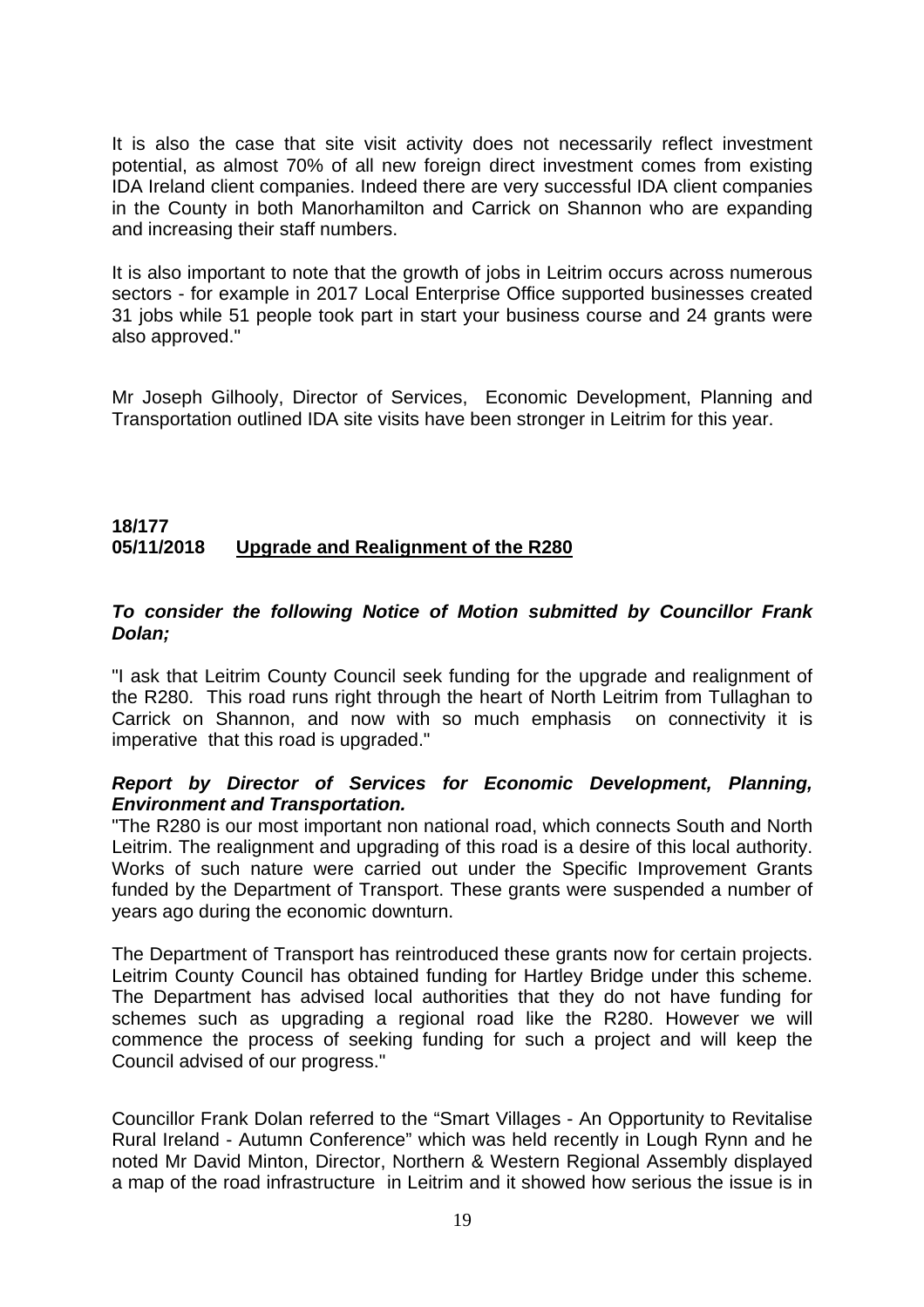It is also the case that site visit activity does not necessarily reflect investment potential, as almost 70% of all new foreign direct investment comes from existing IDA Ireland client companies. Indeed there are very successful IDA client companies in the County in both Manorhamilton and Carrick on Shannon who are expanding and increasing their staff numbers.

It is also important to note that the growth of jobs in Leitrim occurs across numerous sectors - for example in 2017 Local Enterprise Office supported businesses created 31 jobs while 51 people took part in start your business course and 24 grants were also approved."

Mr Joseph Gilhooly, Director of Services, Economic Development, Planning and Transportation outlined IDA site visits have been stronger in Leitrim for this year.

**18/177**
**05/11/2018** **Upgrade and Realignment of the R280**

***To consider the following Notice of Motion submitted by Councillor Frank Dolan;***

"I ask that Leitrim County Council seek funding for the upgrade and realignment of the R280. This road runs right through the heart of North Leitrim from Tullaghan to Carrick on Shannon, and now with so much emphasis on connectivity it is imperative that this road is upgraded."

***Report by Director of Services for Economic Development, Planning, Environment and Transportation.***

"The R280 is our most important non national road, which connects South and North Leitrim. The realignment and upgrading of this road is a desire of this local authority. Works of such nature were carried out under the Specific Improvement Grants funded by the Department of Transport. These grants were suspended a number of years ago during the economic downturn.

The Department of Transport has reintroduced these grants now for certain projects. Leitrim County Council has obtained funding for Hartley Bridge under this scheme. The Department has advised local authorities that they do not have funding for schemes such as upgrading a regional road like the R280. However we will commence the process of seeking funding for such a project and will keep the Council advised of our progress."

Councillor Frank Dolan referred to the "Smart Villages - An Opportunity to Revitalise Rural Ireland - Autumn Conference" which was held recently in Lough Rynn and he noted Mr David Minton, Director, Northern & Western Regional Assembly displayed a map of the road infrastructure in Leitrim and it showed how serious the issue is in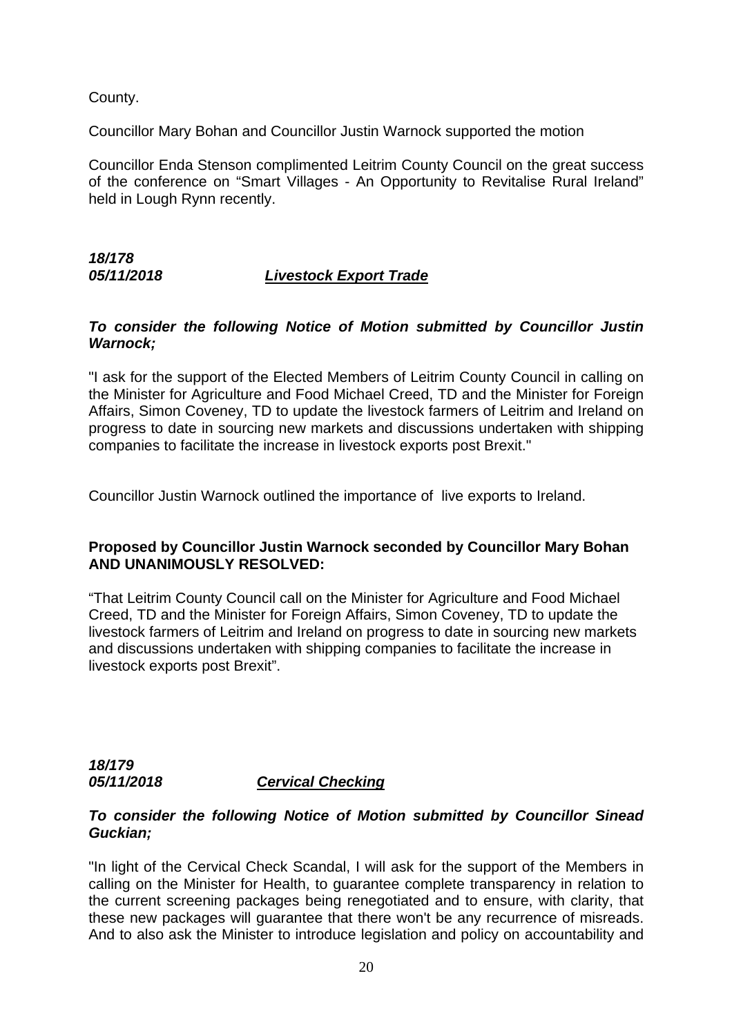County.

Councillor Mary Bohan and Councillor Justin Warnock supported the motion

Councillor Enda Stenson complimented Leitrim County Council on the great success of the conference on "Smart Villages - An Opportunity to Revitalise Rural Ireland" held in Lough Rynn recently.

***18/178***
***05/11/2018*** ***<u>Livestock Export Trade</u>***

***To consider the following Notice of Motion submitted by Councillor Justin Warnock;***

"I ask for the support of the Elected Members of Leitrim County Council in calling on the Minister for Agriculture and Food Michael Creed, TD and the Minister for Foreign Affairs, Simon Coveney, TD to update the livestock farmers of Leitrim and Ireland on progress to date in sourcing new markets and discussions undertaken with shipping companies to facilitate the increase in livestock exports post Brexit."

Councillor Justin Warnock outlined the importance of live exports to Ireland.

**Proposed by Councillor Justin Warnock seconded by Councillor Mary Bohan AND UNANIMOUSLY RESOLVED:**

"That Leitrim County Council call on the Minister for Agriculture and Food Michael Creed, TD and the Minister for Foreign Affairs, Simon Coveney, TD to update the livestock farmers of Leitrim and Ireland on progress to date in sourcing new markets and discussions undertaken with shipping companies to facilitate the increase in livestock exports post Brexit".

***18/179***
***05/11/2018*** ***<u>Cervical Checking</u>***

***To consider the following Notice of Motion submitted by Councillor Sinead Guckian;***

"In light of the Cervical Check Scandal, I will ask for the support of the Members in calling on the Minister for Health, to guarantee complete transparency in relation to the current screening packages being renegotiated and to ensure, with clarity, that these new packages will guarantee that there won't be any recurrence of misreads. And to also ask the Minister to introduce legislation and policy on accountability and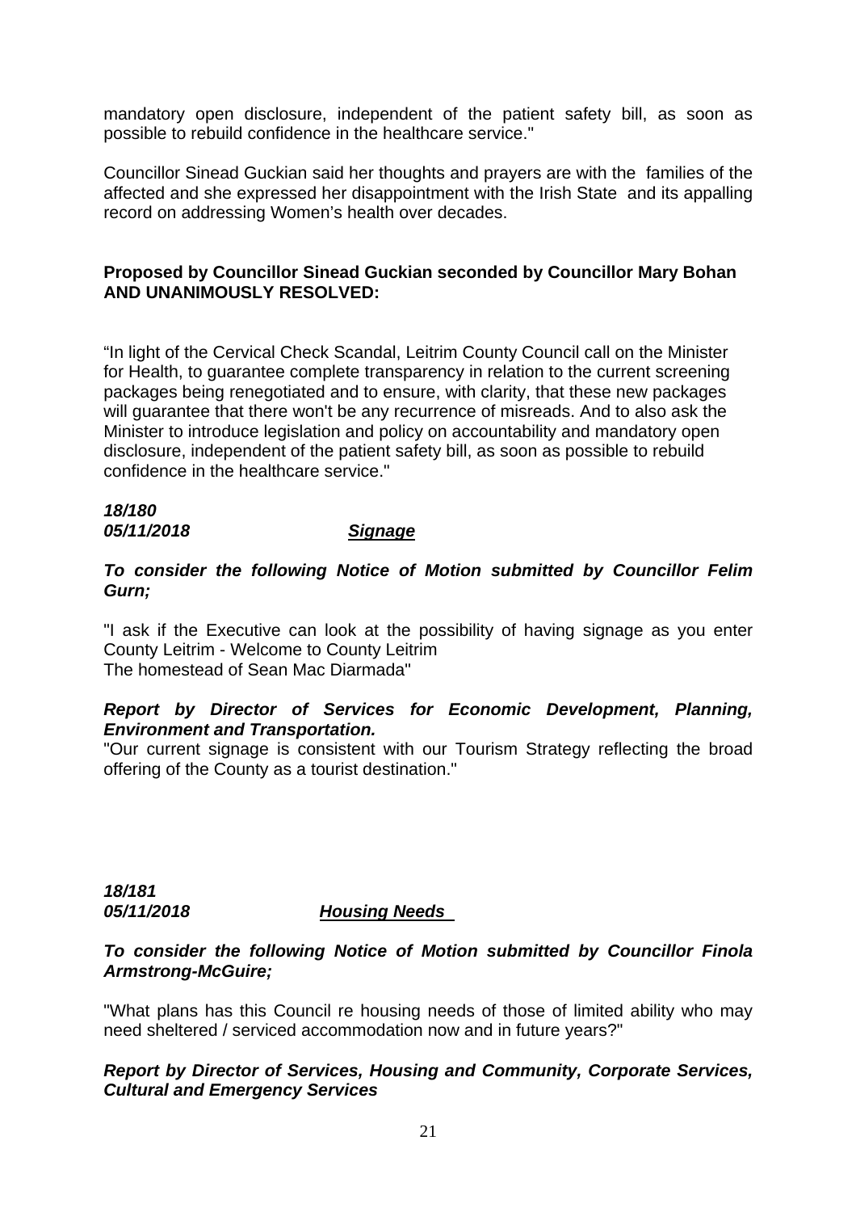mandatory open disclosure, independent of the patient safety bill, as soon as possible to rebuild confidence in the healthcare service."

Councillor Sinead Guckian said her thoughts and prayers are with the families of the affected and she expressed her disappointment with the Irish State and its appalling record on addressing Women's health over decades.

**Proposed by Councillor Sinead Guckian seconded by Councillor Mary Bohan AND UNANIMOUSLY RESOLVED:**

"In light of the Cervical Check Scandal, Leitrim County Council call on the Minister for Health, to guarantee complete transparency in relation to the current screening packages being renegotiated and to ensure, with clarity, that these new packages will guarantee that there won't be any recurrence of misreads. And to also ask the Minister to introduce legislation and policy on accountability and mandatory open disclosure, independent of the patient safety bill, as soon as possible to rebuild confidence in the healthcare service."

***18/180***
***05/11/2018*** ***Signage***

***To consider the following Notice of Motion submitted by Councillor Felim Gurn;***

"I ask if the Executive can look at the possibility of having signage as you enter County Leitrim - Welcome to County Leitrim
The homestead of Sean Mac Diarmada"

***Report by Director of Services for Economic Development, Planning, Environment and Transportation.***
"Our current signage is consistent with our Tourism Strategy reflecting the broad offering of the County as a tourist destination."

***18/181***
***05/11/2018*** ***Housing Needs***

***To consider the following Notice of Motion submitted by Councillor Finola Armstrong-McGuire;***

"What plans has this Council re housing needs of those of limited ability who may need sheltered / serviced accommodation now and in future years?"

***Report by Director of Services, Housing and Community, Corporate Services, Cultural and Emergency Services***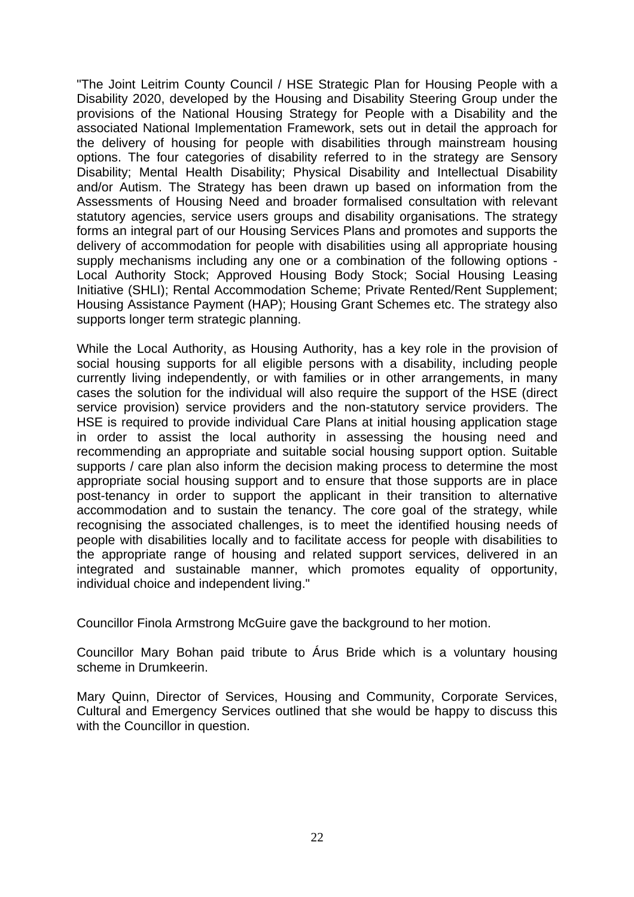"The Joint Leitrim County Council / HSE Strategic Plan for Housing People with a Disability 2020, developed by the Housing and Disability Steering Group under the provisions of the National Housing Strategy for People with a Disability and the associated National Implementation Framework, sets out in detail the approach for the delivery of housing for people with disabilities through mainstream housing options. The four categories of disability referred to in the strategy are Sensory Disability; Mental Health Disability; Physical Disability and Intellectual Disability and/or Autism. The Strategy has been drawn up based on information from the Assessments of Housing Need and broader formalised consultation with relevant statutory agencies, service users groups and disability organisations. The strategy forms an integral part of our Housing Services Plans and promotes and supports the delivery of accommodation for people with disabilities using all appropriate housing supply mechanisms including any one or a combination of the following options - Local Authority Stock; Approved Housing Body Stock; Social Housing Leasing Initiative (SHLI); Rental Accommodation Scheme; Private Rented/Rent Supplement; Housing Assistance Payment (HAP); Housing Grant Schemes etc. The strategy also supports longer term strategic planning.

While the Local Authority, as Housing Authority, has a key role in the provision of social housing supports for all eligible persons with a disability, including people currently living independently, or with families or in other arrangements, in many cases the solution for the individual will also require the support of the HSE (direct service provision) service providers and the non-statutory service providers. The HSE is required to provide individual Care Plans at initial housing application stage in order to assist the local authority in assessing the housing need and recommending an appropriate and suitable social housing support option. Suitable supports / care plan also inform the decision making process to determine the most appropriate social housing support and to ensure that those supports are in place post-tenancy in order to support the applicant in their transition to alternative accommodation and to sustain the tenancy. The core goal of the strategy, while recognising the associated challenges, is to meet the identified housing needs of people with disabilities locally and to facilitate access for people with disabilities to the appropriate range of housing and related support services, delivered in an integrated and sustainable manner, which promotes equality of opportunity, individual choice and independent living."

Councillor Finola Armstrong McGuire gave the background to her motion.

Councillor Mary Bohan paid tribute to Árus Bride which is a voluntary housing scheme in Drumkeerin.

Mary Quinn, Director of Services, Housing and Community, Corporate Services, Cultural and Emergency Services outlined that she would be happy to discuss this with the Councillor in question.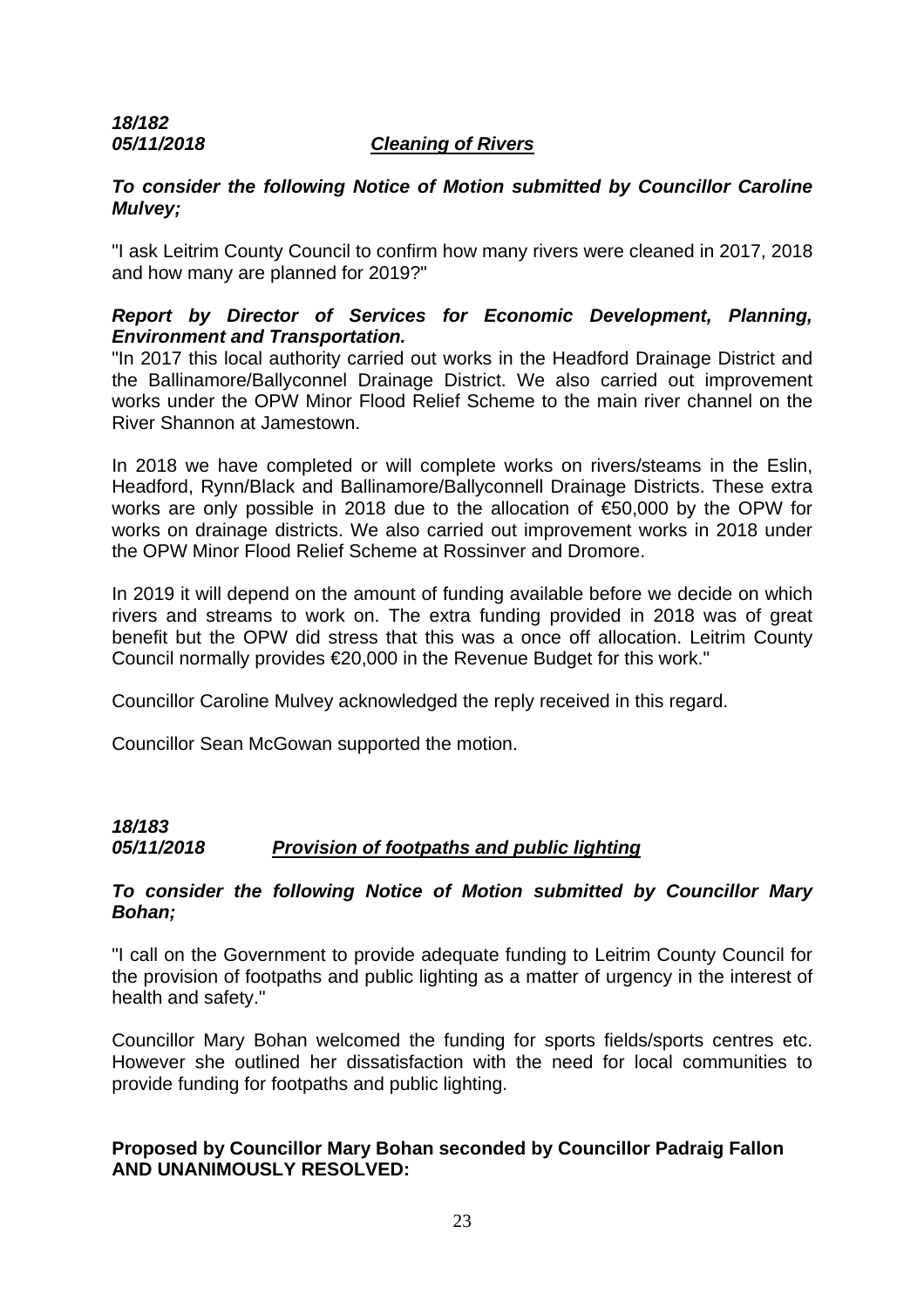***18/182***
***05/11/2018*** ***Cleaning of Rivers***

***To consider the following Notice of Motion submitted by Councillor Caroline Mulvey;***

"I ask Leitrim County Council to confirm how many rivers were cleaned in 2017, 2018 and how many are planned for 2019?"

***Report by Director of Services for Economic Development, Planning, Environment and Transportation.***

"In 2017 this local authority carried out works in the Headford Drainage District and the Ballinamore/Ballyconnel Drainage District. We also carried out improvement works under the OPW Minor Flood Relief Scheme to the main river channel on the River Shannon at Jamestown.

In 2018 we have completed or will complete works on rivers/steams in the Eslin, Headford, Rynn/Black and Ballinamore/Ballyconnell Drainage Districts. These extra works are only possible in 2018 due to the allocation of €50,000 by the OPW for works on drainage districts. We also carried out improvement works in 2018 under the OPW Minor Flood Relief Scheme at Rossinver and Dromore.

In 2019 it will depend on the amount of funding available before we decide on which rivers and streams to work on. The extra funding provided in 2018 was of great benefit but the OPW did stress that this was a once off allocation. Leitrim County Council normally provides €20,000 in the Revenue Budget for this work."

Councillor Caroline Mulvey acknowledged the reply received in this regard.

Councillor Sean McGowan supported the motion.

***18/183***
***05/11/2018*** ***Provision of footpaths and public lighting***

***To consider the following Notice of Motion submitted by Councillor Mary Bohan;***

"I call on the Government to provide adequate funding to Leitrim County Council for the provision of footpaths and public lighting as a matter of urgency in the interest of health and safety."

Councillor Mary Bohan welcomed the funding for sports fields/sports centres etc. However she outlined her dissatisfaction with the need for local communities to provide funding for footpaths and public lighting.

**Proposed by Councillor Mary Bohan seconded by Councillor Padraig Fallon AND UNANIMOUSLY RESOLVED:**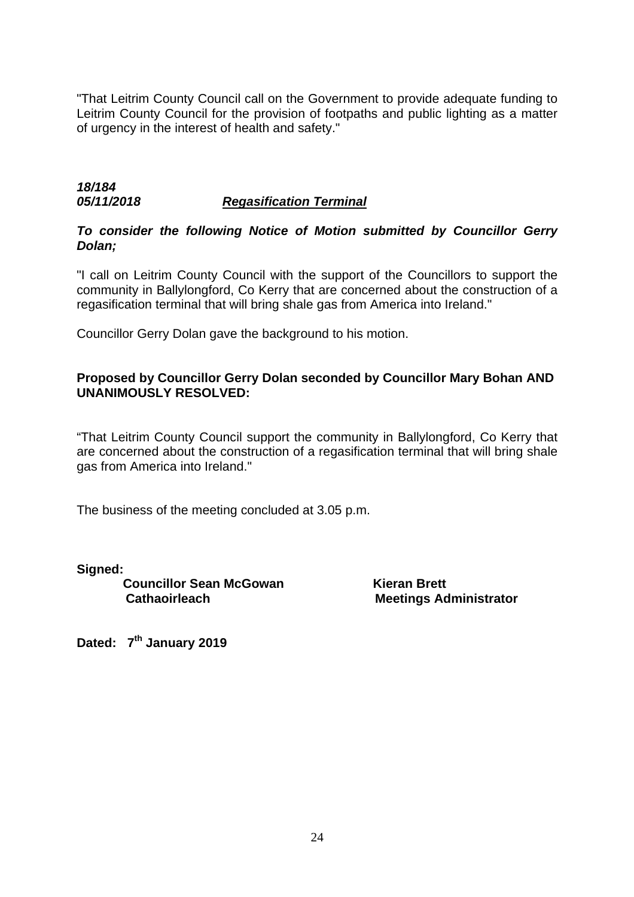"That Leitrim County Council call on the Government to provide adequate funding to Leitrim County Council for the provision of footpaths and public lighting as a matter of urgency in the interest of health and safety."

***18/184***
***05/11/2018*** ***Regasification Terminal***

***To consider the following Notice of Motion submitted by Councillor Gerry Dolan;***

"I call on Leitrim County Council with the support of the Councillors to support the community in Ballylongford, Co Kerry that are concerned about the construction of a regasification terminal that will bring shale gas from America into Ireland."

Councillor Gerry Dolan gave the background to his motion.

**Proposed by Councillor Gerry Dolan seconded by Councillor Mary Bohan AND UNANIMOUSLY RESOLVED:**

"That Leitrim County Council support the community in Ballylongford, Co Kerry that are concerned about the construction of a regasification terminal that will bring shale gas from America into Ireland."

The business of the meeting concluded at 3.05 p.m.

**Signed:**

**Councillor Sean McGowan**
**Cathaoirleach**

**Kieran Brett**
**Meetings Administrator**

**Dated: 7th January 2019**